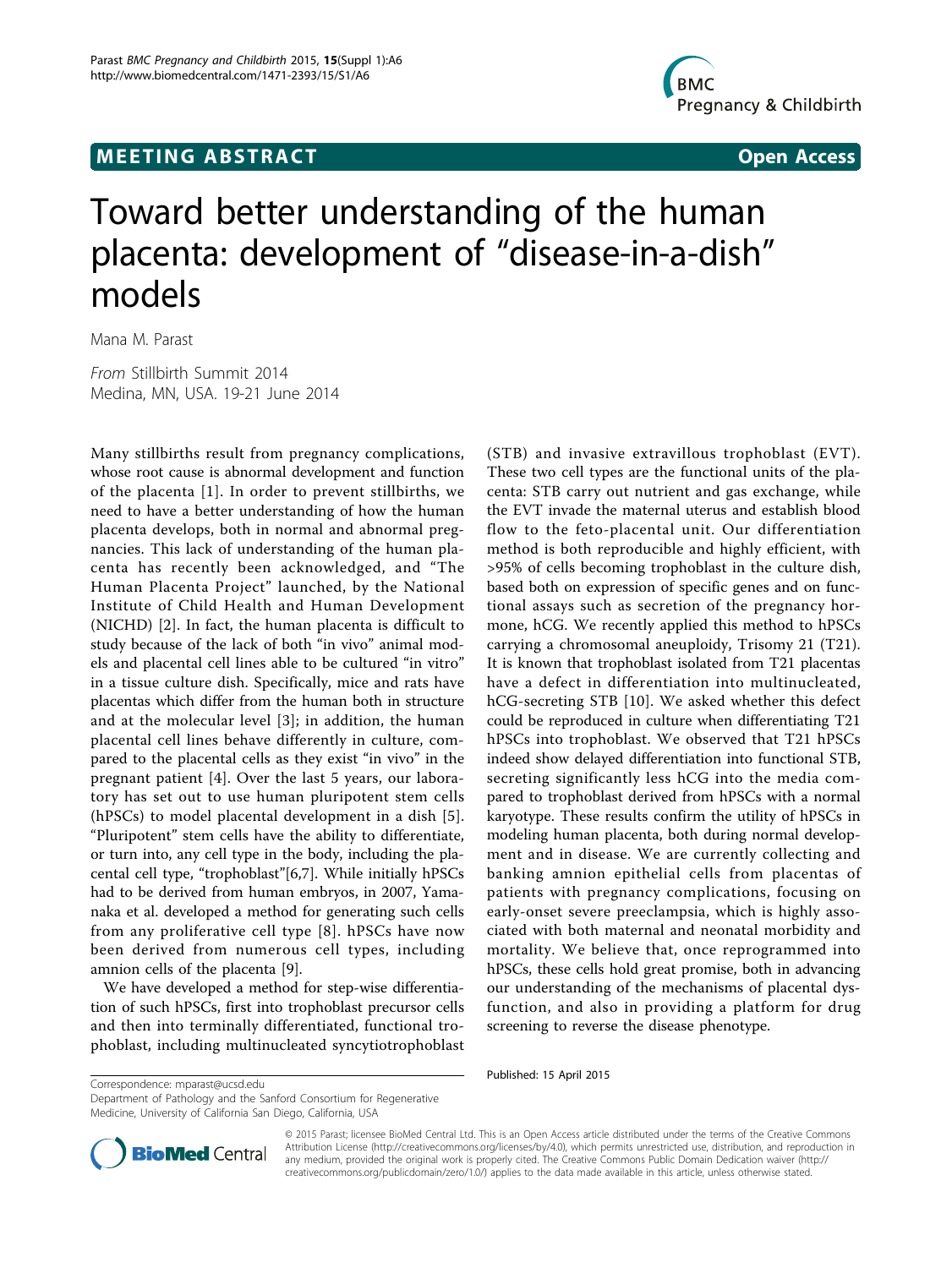**MEETING ABSTRACT** **Open Access**

# Toward better understanding of the human placenta: development of "disease-in-a-dish" models

Mana M. Parast

*From* Stillbirth Summit 2014
Medina, MN, USA. 19-21 June 2014

Many stillbirths result from pregnancy complications, whose root cause is abnormal development and function of the placenta [1]. In order to prevent stillbirths, we need to have a better understanding of how the human placenta develops, both in normal and abnormal pregnancies. This lack of understanding of the human placenta has recently been acknowledged, and "The Human Placenta Project" launched, by the National Institute of Child Health and Human Development (NICHD) [2]. In fact, the human placenta is difficult to study because of the lack of both "in vivo" animal models and placental cell lines able to be cultured "in vitro" in a tissue culture dish. Specifically, mice and rats have placentas which differ from the human both in structure and at the molecular level [3]; in addition, the human placental cell lines behave differently in culture, compared to the placental cells as they exist "in vivo" in the pregnant patient [4]. Over the last 5 years, our laboratory has set out to use human pluripotent stem cells (hPSCs) to model placental development in a dish [5]. "Pluripotent" stem cells have the ability to differentiate, or turn into, any cell type in the body, including the placental cell type, "trophoblast"[6,7]. While initially hPSCs had to be derived from human embryos, in 2007, Yamanaka et al. developed a method for generating such cells from any proliferative cell type [8]. hPSCs have now been derived from numerous cell types, including amnion cells of the placenta [9].

We have developed a method for step-wise differentiation of such hPSCs, first into trophoblast precursor cells and then into terminally differentiated, functional trophoblast, including multinucleated syncytiotrophoblast (STB) and invasive extravillous trophoblast (EVT). These two cell types are the functional units of the placenta: STB carry out nutrient and gas exchange, while the EVT invade the maternal uterus and establish blood flow to the feto-placental unit. Our differentiation method is both reproducible and highly efficient, with >95% of cells becoming trophoblast in the culture dish, based both on expression of specific genes and on functional assays such as secretion of the pregnancy hormone, hCG. We recently applied this method to hPSCs carrying a chromosomal aneuploidy, Trisomy 21 (T21). It is known that trophoblast isolated from T21 placentas have a defect in differentiation into multinucleated, hCG-secreting STB [10]. We asked whether this defect could be reproduced in culture when differentiating T21 hPSCs into trophoblast. We observed that T21 hPSCs indeed show delayed differentiation into functional STB, secreting significantly less hCG into the media compared to trophoblast derived from hPSCs with a normal karyotype. These results confirm the utility of hPSCs in modeling human placenta, both during normal development and in disease. We are currently collecting and banking amnion epithelial cells from placentas of patients with pregnancy complications, focusing on early-onset severe preeclampsia, which is highly associated with both maternal and neonatal morbidity and mortality. We believe that, once reprogrammed into hPSCs, these cells hold great promise, both in advancing our understanding of the mechanisms of placental dysfunction, and also in providing a platform for drug screening to reverse the disease phenotype.

Published: 15 April 2015

Correspondence: mparast@ucsd.edu
Department of Pathology and the Sanford Consortium for Regenerative Medicine, University of California San Diego, California, USA

© 2015 Parast; licensee BioMed Central Ltd. This is an Open Access article distributed under the terms of the Creative Commons Attribution License (http://creativecommons.org/licenses/by/4.0), which permits unrestricted use, distribution, and reproduction in any medium, provided the original work is properly cited. The Creative Commons Public Domain Dedication waiver (http://creativecommons.org/publicdomain/zero/1.0/) applies to the data made available in this article, unless otherwise stated.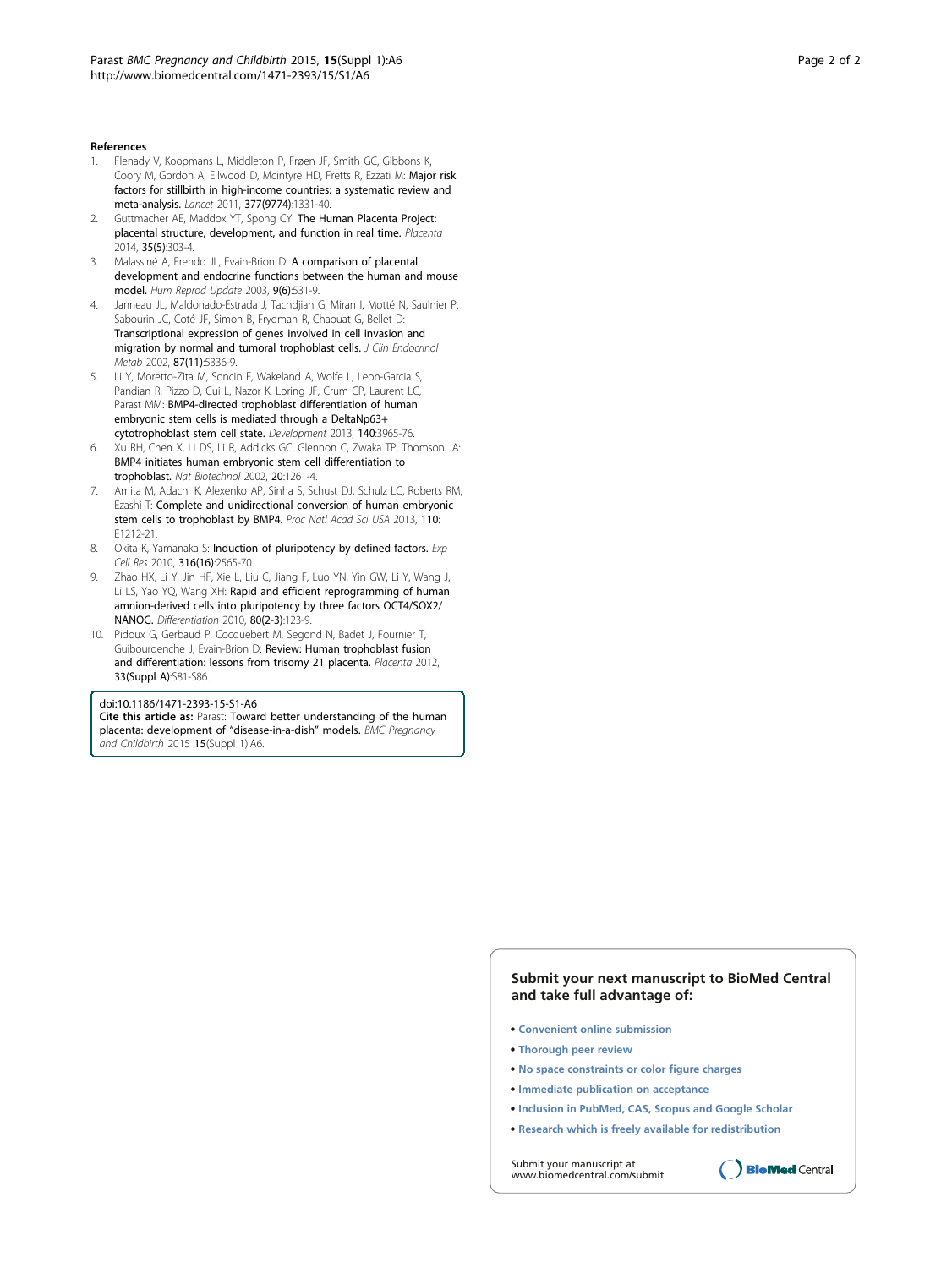## References

1. Flenady V, Koopmans L, Middleton P, Frøen JF, Smith GC, Gibbons K, Coory M, Gordon A, Ellwood D, Mcintyre HD, Fretts R, Ezzati M: **Major risk factors for stillbirth in high-income countries: a systematic review and meta-analysis.** *Lancet* 2011, **377(9774)**:1331-40.
2. Guttmacher AE, Maddox YT, Spong CY: **The Human Placenta Project: placental structure, development, and function in real time.** *Placenta* 2014, **35(5)**:303-4.
3. Malassiné A, Frendo JL, Evain-Brion D: **A comparison of placental development and endocrine functions between the human and mouse model.** *Hum Reprod Update* 2003, **9(6)**:531-9.
4. Janneau JL, Maldonado-Estrada J, Tachdjian G, Miran I, Motté N, Saulnier P, Sabourin JC, Coté JF, Simon B, Frydman R, Chaouat G, Bellet D: **Transcriptional expression of genes involved in cell invasion and migration by normal and tumoral trophoblast cells.** *J Clin Endocrinol Metab* 2002, **87(11)**:5336-9.
5. Li Y, Moretto-Zita M, Soncin F, Wakeland A, Wolfe L, Leon-Garcia S, Pandian R, Pizzo D, Cui L, Nazor K, Loring JF, Crum CP, Laurent LC, Parast MM: **BMP4-directed trophoblast differentiation of human embryonic stem cells is mediated through a DeltaNp63+ cytotrophoblast stem cell state.** *Development* 2013, **140**:3965-76.
6. Xu RH, Chen X, Li DS, Li R, Addicks GC, Glennon C, Zwaka TP, Thomson JA: **BMP4 initiates human embryonic stem cell differentiation to trophoblast.** *Nat Biotechnol* 2002, **20**:1261-4.
7. Amita M, Adachi K, Alexenko AP, Sinha S, Schust DJ, Schulz LC, Roberts RM, Ezashi T: **Complete and unidirectional conversion of human embryonic stem cells to trophoblast by BMP4.** *Proc Natl Acad Sci USA* 2013, **110**: E1212-21.
8. Okita K, Yamanaka S: **Induction of pluripotency by defined factors.** *Exp Cell Res* 2010, **316(16)**:2565-70.
9. Zhao HX, Li Y, Jin HF, Xie L, Liu C, Jiang F, Luo YN, Yin GW, Li Y, Wang J, Li LS, Yao YQ, Wang XH: **Rapid and efficient reprogramming of human amnion-derived cells into pluripotency by three factors OCT4/SOX2/NANOG.** *Differentiation* 2010, **80(2-3)**:123-9.
10. Pidoux G, Gerbaud P, Cocquebert M, Segond N, Badet J, Fournier T, Guibourdenche J, Evain-Brion D: **Review: Human trophoblast fusion and differentiation: lessons from trisomy 21 placenta.** *Placenta* 2012, **33(Suppl A)**:S81-S86.

doi:10.1186/1471-2393-15-S1-A6

**Cite this article as:** Parast: Toward better understanding of the human placenta: development of "disease-in-a-dish" models. *BMC Pregnancy and Childbirth* 2015 **15**(Suppl 1):A6.

**Submit your next manuscript to BioMed Central and take full advantage of:**

- **Convenient online submission**
- **Thorough peer review**
- **No space constraints or color figure charges**
- **Immediate publication on acceptance**
- **Inclusion in PubMed, CAS, Scopus and Google Scholar**
- **Research which is freely available for redistribution**

Submit your manuscript at
www.biomedcentral.com/submit

BioMed Central